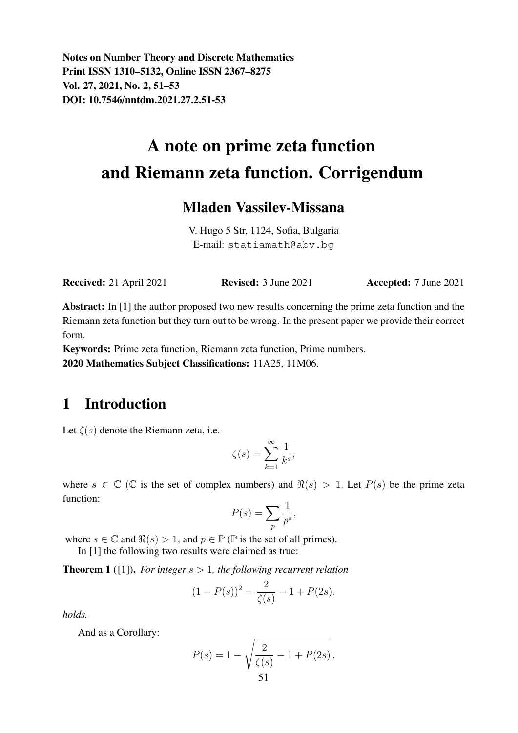Notes on Number Theory and Discrete Mathematics
Print ISSN 1310–5132, Online ISSN 2367–8275
Vol. 27, 2021, No. 2, 51–53
DOI: 10.7546/nntdm.2021.27.2.51-53

# A note on prime zeta function and Riemann zeta function. Corrigendum

## Mladen Vassilev-Missana

V. Hugo 5 Str, 1124, Sofia, Bulgaria
E-mail: statiamath@abv.bg

**Received:** 21 April 2021 **Revised:** 3 June 2021 **Accepted:** 7 June 2021

**Abstract:** In [1] the author proposed two new results concerning the prime zeta function and the Riemann zeta function but they turn out to be wrong. In the present paper we provide their correct form.

**Keywords:** Prime zeta function, Riemann zeta function, Prime numbers.

**2020 Mathematics Subject Classifications:** 11A25, 11M06.

## 1 Introduction

Let $\zeta(s)$ denote the Riemann zeta, i.e.

$$\zeta(s) = \sum_{k=1}^{\infty} \frac{1}{k^s},$$

where $s \in \mathbb{C}$ ($\mathbb{C}$ is the set of complex numbers) and $\Re(s) > 1$. Let $P(s)$ be the prime zeta function:

$$P(s) = \sum_{p} \frac{1}{p^s},$$

where $s \in \mathbb{C}$ and $\Re(s) > 1$, and $p \in \mathbb{P}$ ($\mathbb{P}$ is the set of all primes).

In [1] the following two results were claimed as true:

**Theorem 1** ([1]). *For integer $s > 1$, the following recurrent relation*

$$(1 - P(s))^2 = \frac{2}{\zeta(s)} - 1 + P(2s).$$

*holds.*

And as a Corollary:

$$P(s) = 1 - \sqrt{\frac{2}{\zeta(s)} - 1 + P(2s)}\,.$$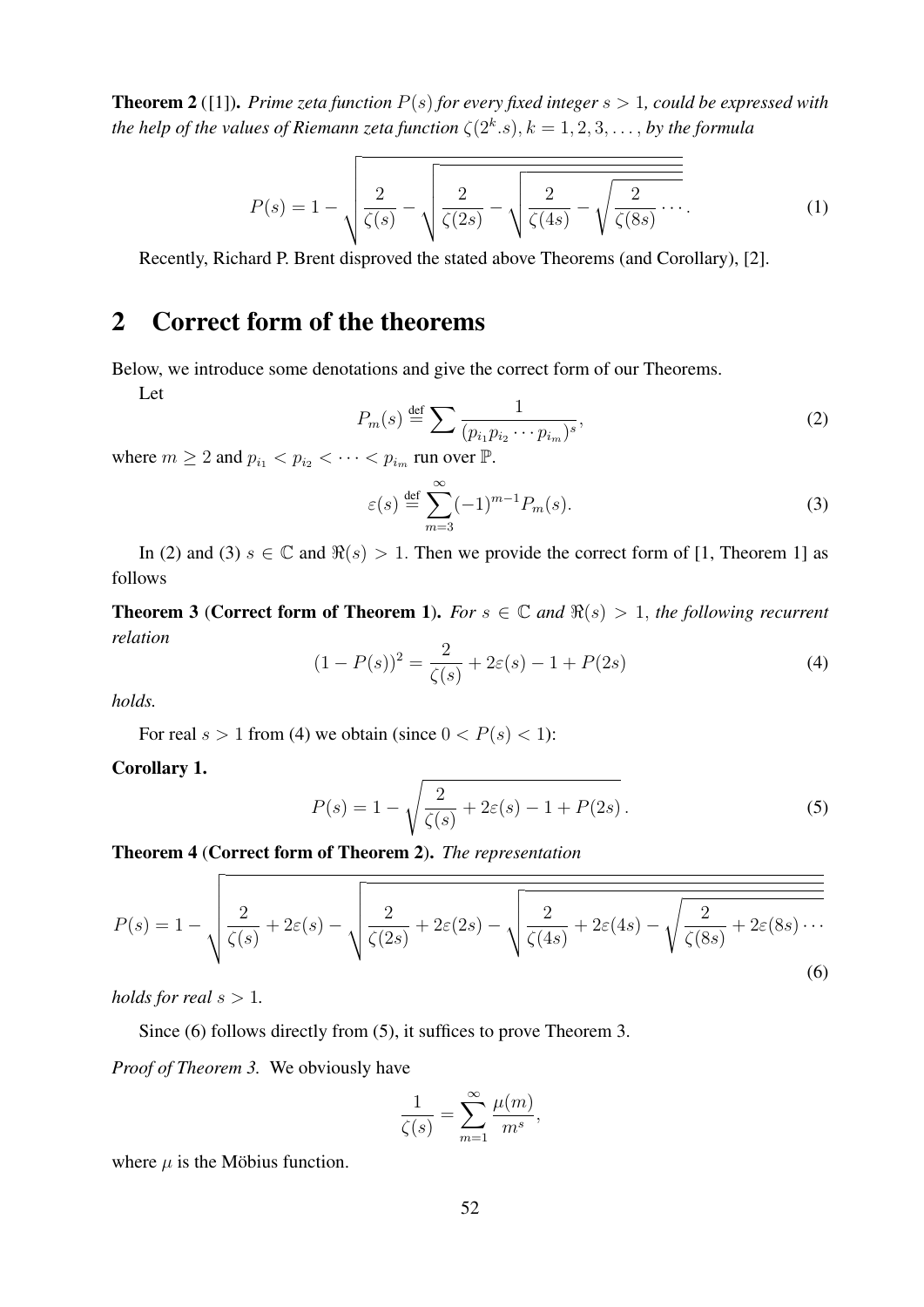**Theorem 2** ([1])**.** *Prime zeta function $P(s)$ for every fixed integer $s > 1$, could be expressed with the help of the values of Riemann zeta function $\zeta(2^k.s), k = 1, 2, 3, \dots$, by the formula*

$$P(s) = 1 - \sqrt{\frac{2}{\zeta(s)} - \sqrt{\frac{2}{\zeta(2s)} - \sqrt{\frac{2}{\zeta(4s)} - \sqrt{\frac{2}{\zeta(8s)} \cdots}}}}. \tag{1}$$

Recently, Richard P. Brent disproved the stated above Theorems (and Corollary), [2].

## 2 Correct form of the theorems

Below, we introduce some denotations and give the correct form of our Theorems.

Let

$$P_m(s) \stackrel{\text{def}}{=} \sum \frac{1}{(p_{i_1} p_{i_2} \cdots p_{i_m})^s}, \tag{2}$$

where $m \geq 2$ and $p_{i_1} < p_{i_2} < \cdots < p_{i_m}$ run over $\mathbb{P}$.

$$\varepsilon(s) \stackrel{\text{def}}{=} \sum_{m=3}^{\infty} (-1)^{m-1} P_m(s). \tag{3}$$

In (2) and (3) $s \in \mathbb{C}$ and $\Re(s) > 1$. Then we provide the correct form of [1, Theorem 1] as follows

**Theorem 3** (**Correct form of Theorem 1**)**.** *For $s \in \mathbb{C}$ and $\Re(s) > 1$, the following recurrent relation*

$$(1 - P(s))^2 = \frac{2}{\zeta(s)} + 2\varepsilon(s) - 1 + P(2s) \tag{4}$$

*holds.*

For real $s > 1$ from (4) we obtain (since $0 < P(s) < 1$):

**Corollary 1.**

$$P(s) = 1 - \sqrt{\frac{2}{\zeta(s)} + 2\varepsilon(s) - 1 + P(2s)}. \tag{5}$$

**Theorem 4** (**Correct form of Theorem 2**)**.** *The representation*

$$P(s) = 1 - \sqrt{\frac{2}{\zeta(s)} + 2\varepsilon(s) - \sqrt{\frac{2}{\zeta(2s)} + 2\varepsilon(2s) - \sqrt{\frac{2}{\zeta(4s)} + 2\varepsilon(4s) - \sqrt{\frac{2}{\zeta(8s)} + 2\varepsilon(8s) \cdots}}}} \tag{6}$$

*holds for real $s > 1$.*

Since (6) follows directly from (5), it suffices to prove Theorem 3.

*Proof of Theorem 3.* We obviously have

$$\frac{1}{\zeta(s)} = \sum_{m=1}^{\infty} \frac{\mu(m)}{m^s},$$

where $\mu$ is the Möbius function.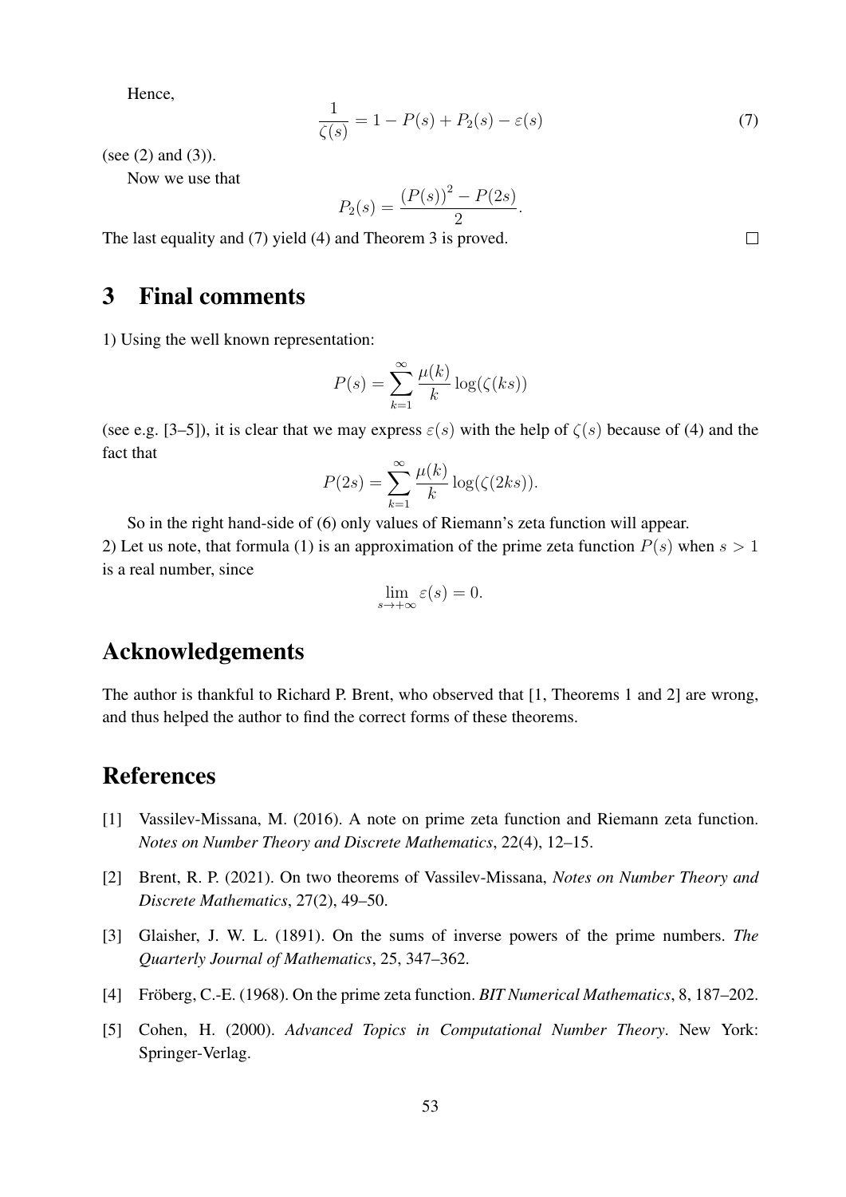Hence,

$$\frac{1}{\zeta(s)} = 1 - P(s) + P_2(s) - \varepsilon(s) \tag{7}$$

(see (2) and (3)).

Now we use that

$$P_2(s) = \frac{(P(s))^2 - P(2s)}{2}.$$

The last equality and (7) yield (4) and Theorem 3 is proved. □

## 3 Final comments

1) Using the well known representation:

$$P(s) = \sum_{k=1}^{\infty} \frac{\mu(k)}{k} \log(\zeta(ks))$$

(see e.g. [3–5]), it is clear that we may express $\varepsilon(s)$ with the help of $\zeta(s)$ because of (4) and the fact that

$$P(2s) = \sum_{k=1}^{\infty} \frac{\mu(k)}{k} \log(\zeta(2ks)).$$

So in the right hand-side of (6) only values of Riemann's zeta function will appear.

2) Let us note, that formula (1) is an approximation of the prime zeta function $P(s)$ when $s > 1$ is a real number, since

$$\lim_{s \to +\infty} \varepsilon(s) = 0.$$

## Acknowledgements

The author is thankful to Richard P. Brent, who observed that [1, Theorems 1 and 2] are wrong, and thus helped the author to find the correct forms of these theorems.

## References

[1] Vassilev-Missana, M. (2016). A note on prime zeta function and Riemann zeta function. *Notes on Number Theory and Discrete Mathematics*, 22(4), 12–15.

[2] Brent, R. P. (2021). On two theorems of Vassilev-Missana, *Notes on Number Theory and Discrete Mathematics*, 27(2), 49–50.

[3] Glaisher, J. W. L. (1891). On the sums of inverse powers of the prime numbers. *The Quarterly Journal of Mathematics*, 25, 347–362.

[4] Fröberg, C.-E. (1968). On the prime zeta function. *BIT Numerical Mathematics*, 8, 187–202.

[5] Cohen, H. (2000). *Advanced Topics in Computational Number Theory*. New York: Springer-Verlag.